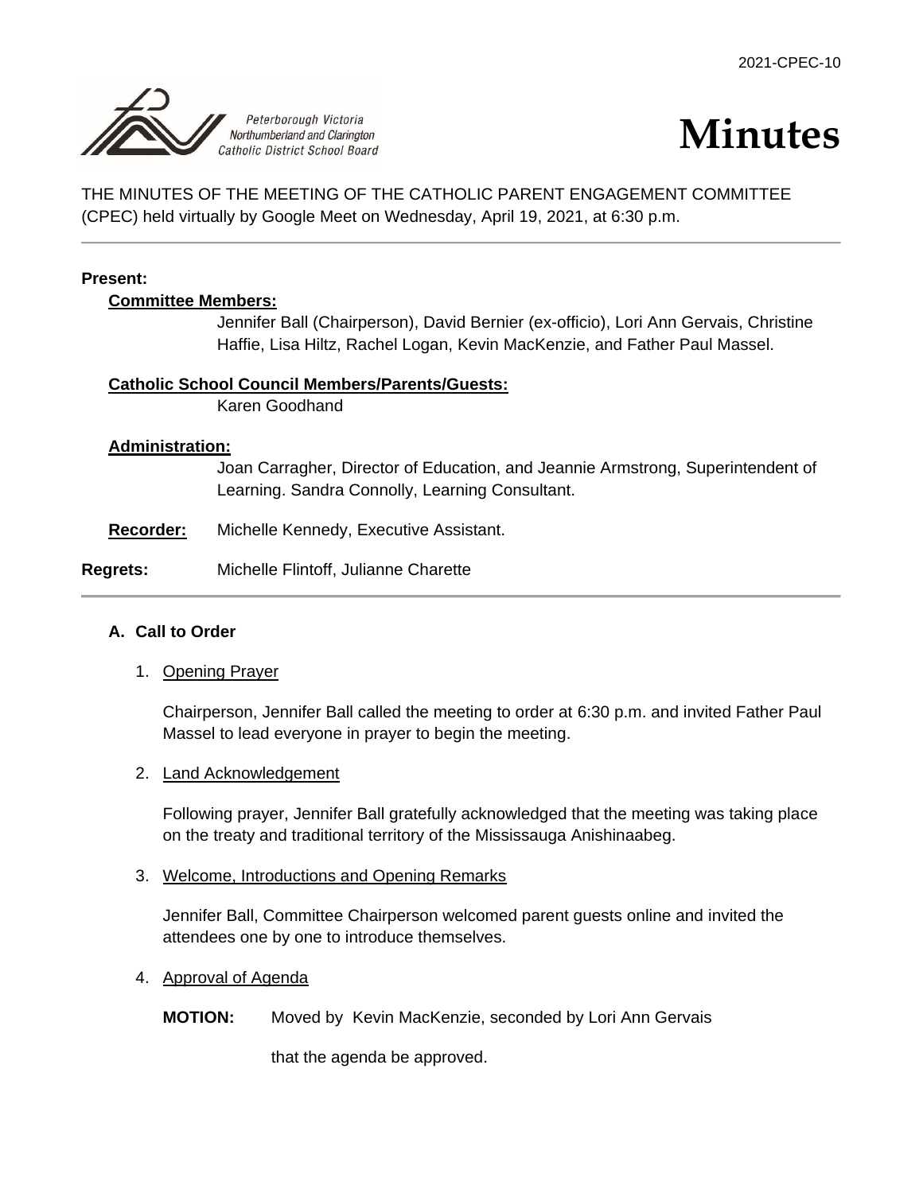2021-CPEC-10

Peterborough Victoria Northumberland and Clarington Catholic District School Board

# Minutes

THE MINUTES OF THE MEETING OF THE CATHOLIC PARENT ENGAGEMENT COMMITTEE (CPEC) held virtually by Google Meet on Wednesday, April 19, 2021, at 6:30 p.m.

---

**Present:**

**Committee Members:**
Jennifer Ball (Chairperson), David Bernier (ex-officio), Lori Ann Gervais, Christine Haffie, Lisa Hiltz, Rachel Logan, Kevin MacKenzie, and Father Paul Massel.

**Catholic School Council Members/Parents/Guests:**
Karen Goodhand

**Administration:**
Joan Carragher, Director of Education, and Jeannie Armstrong, Superintendent of Learning. Sandra Connolly, Learning Consultant.

**Recorder:** Michelle Kennedy, Executive Assistant.

**Regrets:** Michelle Flintoff, Julianne Charette

---

## A. Call to Order

1. Opening Prayer

   Chairperson, Jennifer Ball called the meeting to order at 6:30 p.m. and invited Father Paul Massel to lead everyone in prayer to begin the meeting.

2. Land Acknowledgement

   Following prayer, Jennifer Ball gratefully acknowledged that the meeting was taking place on the treaty and traditional territory of the Mississauga Anishinaabeg.

3. Welcome, Introductions and Opening Remarks

   Jennifer Ball, Committee Chairperson welcomed parent guests online and invited the attendees one by one to introduce themselves.

4. Approval of Agenda

   **MOTION:** Moved by Kevin MacKenzie, seconded by Lori Ann Gervais

   that the agenda be approved.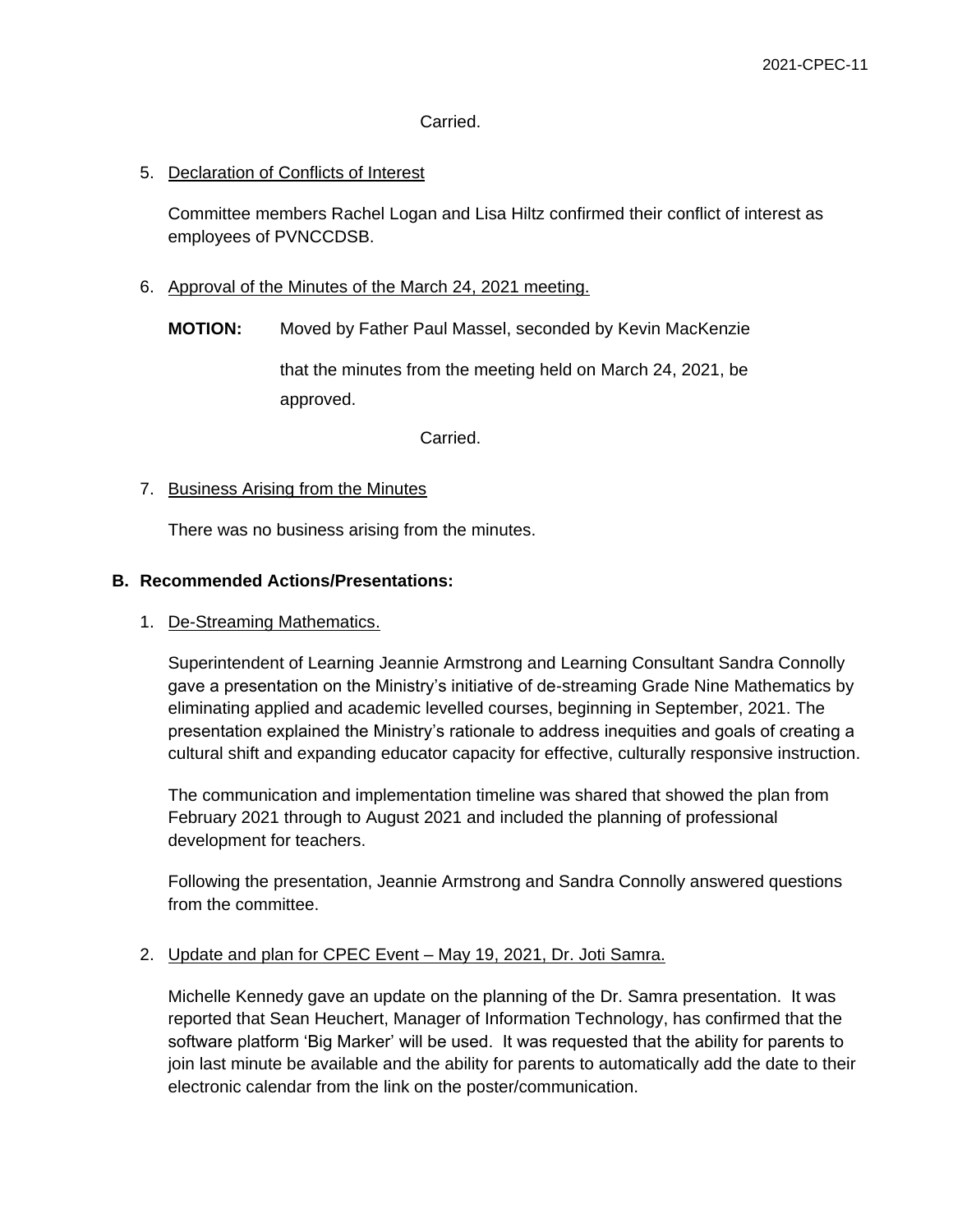Carried.

5. Declaration of Conflicts of Interest

   Committee members Rachel Logan and Lisa Hiltz confirmed their conflict of interest as employees of PVNCCDSB.

6. Approval of the Minutes of the March 24, 2021 meeting.

   **MOTION:** Moved by Father Paul Massel, seconded by Kevin MacKenzie

   that the minutes from the meeting held on March 24, 2021, be approved.

   Carried.

7. Business Arising from the Minutes

   There was no business arising from the minutes.

## B. Recommended Actions/Presentations:

1. De-Streaming Mathematics.

   Superintendent of Learning Jeannie Armstrong and Learning Consultant Sandra Connolly gave a presentation on the Ministry's initiative of de-streaming Grade Nine Mathematics by eliminating applied and academic levelled courses, beginning in September, 2021. The presentation explained the Ministry's rationale to address inequities and goals of creating a cultural shift and expanding educator capacity for effective, culturally responsive instruction.

   The communication and implementation timeline was shared that showed the plan from February 2021 through to August 2021 and included the planning of professional development for teachers.

   Following the presentation, Jeannie Armstrong and Sandra Connolly answered questions from the committee.

2. Update and plan for CPEC Event – May 19, 2021, Dr. Joti Samra.

   Michelle Kennedy gave an update on the planning of the Dr. Samra presentation. It was reported that Sean Heuchert, Manager of Information Technology, has confirmed that the software platform 'Big Marker' will be used. It was requested that the ability for parents to join last minute be available and the ability for parents to automatically add the date to their electronic calendar from the link on the poster/communication.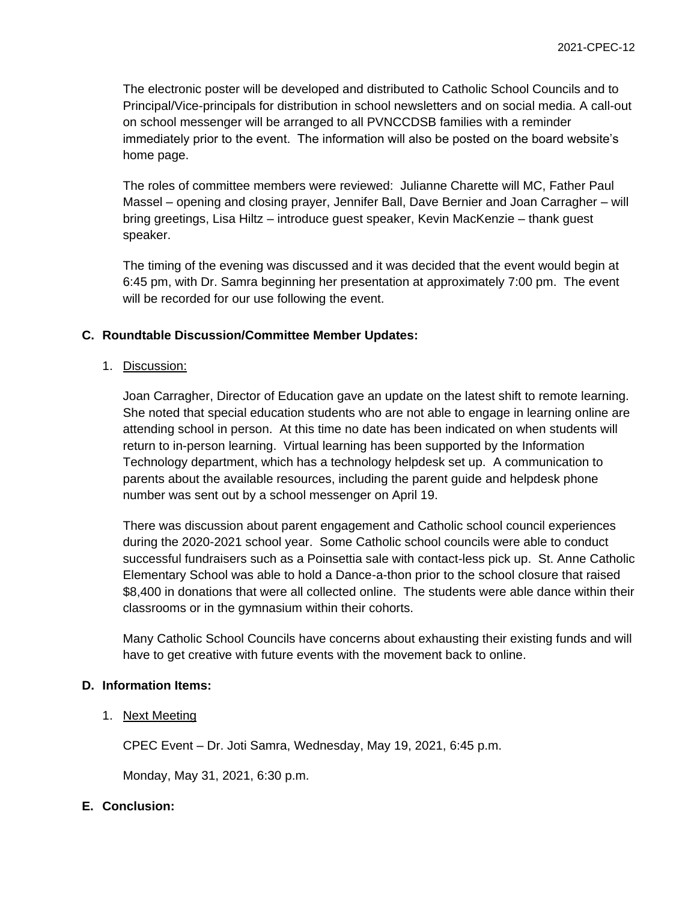The electronic poster will be developed and distributed to Catholic School Councils and to Principal/Vice-principals for distribution in school newsletters and on social media. A call-out on school messenger will be arranged to all PVNCCDSB families with a reminder immediately prior to the event. The information will also be posted on the board website's home page.

The roles of committee members were reviewed: Julianne Charette will MC, Father Paul Massel – opening and closing prayer, Jennifer Ball, Dave Bernier and Joan Carragher – will bring greetings, Lisa Hiltz – introduce guest speaker, Kevin MacKenzie – thank guest speaker.

The timing of the evening was discussed and it was decided that the event would begin at 6:45 pm, with Dr. Samra beginning her presentation at approximately 7:00 pm. The event will be recorded for our use following the event.

## C. Roundtable Discussion/Committee Member Updates:

1. Discussion:

Joan Carragher, Director of Education gave an update on the latest shift to remote learning. She noted that special education students who are not able to engage in learning online are attending school in person. At this time no date has been indicated on when students will return to in-person learning. Virtual learning has been supported by the Information Technology department, which has a technology helpdesk set up. A communication to parents about the available resources, including the parent guide and helpdesk phone number was sent out by a school messenger on April 19.

There was discussion about parent engagement and Catholic school council experiences during the 2020-2021 school year. Some Catholic school councils were able to conduct successful fundraisers such as a Poinsettia sale with contact-less pick up. St. Anne Catholic Elementary School was able to hold a Dance-a-thon prior to the school closure that raised $8,400 in donations that were all collected online. The students were able dance within their classrooms or in the gymnasium within their cohorts.

Many Catholic School Councils have concerns about exhausting their existing funds and will have to get creative with future events with the movement back to online.

## D. Information Items:

1. Next Meeting

CPEC Event – Dr. Joti Samra, Wednesday, May 19, 2021, 6:45 p.m.

Monday, May 31, 2021, 6:30 p.m.

## E. Conclusion: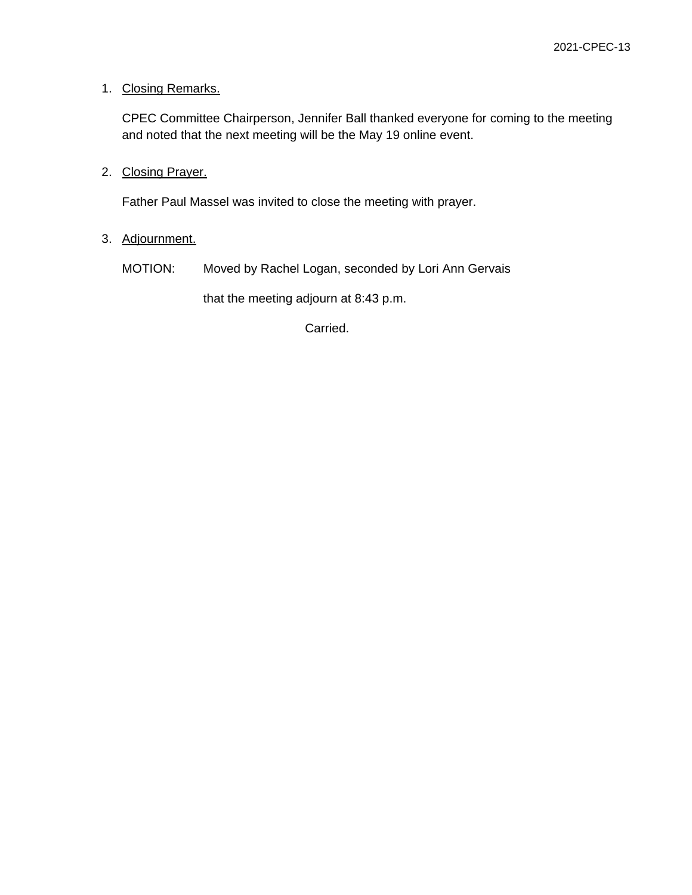1. Closing Remarks.

   CPEC Committee Chairperson, Jennifer Ball thanked everyone for coming to the meeting and noted that the next meeting will be the May 19 online event.

2. Closing Prayer.

   Father Paul Massel was invited to close the meeting with prayer.

3. Adjournment.

   MOTION: Moved by Rachel Logan, seconded by Lori Ann Gervais

   that the meeting adjourn at 8:43 p.m.

   Carried.